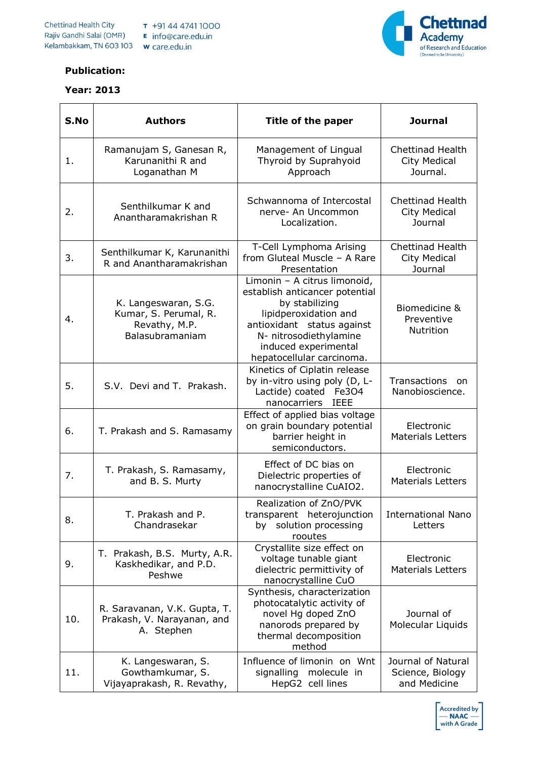**Publication:**

**Year: 2013**

| S.No | Authors | Title of the paper | Journal |
|---|---|---|---|
| 1. | Ramanujam S, Ganesan R, Karunanithi R and Loganathan M | Management of Lingual Thyroid by Suprahyoid Approach | Chettinad Health City Medical Journal. |
| 2. | Senthilkumar K and Anantharamakrishan R | Schwannoma of Intercostal nerve- An Uncommon Localization. | Chettinad Health City Medical Journal |
| 3. | Senthilkumar K, Karunanithi R and Anantharamakrishan | T-Cell Lymphoma Arising from Gluteal Muscle – A Rare Presentation | Chettinad Health City Medical Journal |
| 4. | K. Langeswaran, S.G. Kumar, S. Perumal, R. Revathy, M.P. Balasubramaniam | Limonin – A citrus limonoid, establish anticancer potential by stabilizing lipidperoxidation and antioxidant status against N- nitrosodiethylamine induced experimental hepatocellular carcinoma. | Biomedicine & Preventive Nutrition |
| 5. | S.V. Devi and T. Prakash. | Kinetics of Ciplatin release by in-vitro using poly (D, L-Lactide) coated $Fe_3O_4$ nanocarriers IEEE | Transactions on Nanobioscience. |
| 6. | T. Prakash and S. Ramasamy | Effect of applied bias voltage on grain boundary potential barrier height in semiconductors. | Electronic Materials Letters |
| 7. | T. Prakash, S. Ramasamy, and B. S. Murty | Effect of DC bias on Dielectric properties of nanocrystalline $CuAlO_2$. | Electronic Materials Letters |
| 8. | T. Prakash and P. Chandrasekar | Realization of ZnO/PVK transparent heterojunction by solution processing rooutes | International Nano Letters |
| 9. | T. Prakash, B.S. Murty, A.R. Kaskhedikar, and P.D. Peshwe | Crystallite size effect on voltage tunable giant dielectric permittivity of nanocrystalline CuO | Electronic Materials Letters |
| 10. | R. Saravanan, V.K. Gupta, T. Prakash, V. Narayanan, and A. Stephen | Synthesis, characterization photocatalytic activity of novel Hg doped ZnO nanorods prepared by thermal decomposition method | Journal of Molecular Liquids |
| 11. | K. Langeswaran, S. Gowthamkumar, S. Vijayaprakash, R. Revathy, | Influence of limonin on Wnt signalling molecule in HepG2 cell lines | Journal of Natural Science, Biology and Medicine |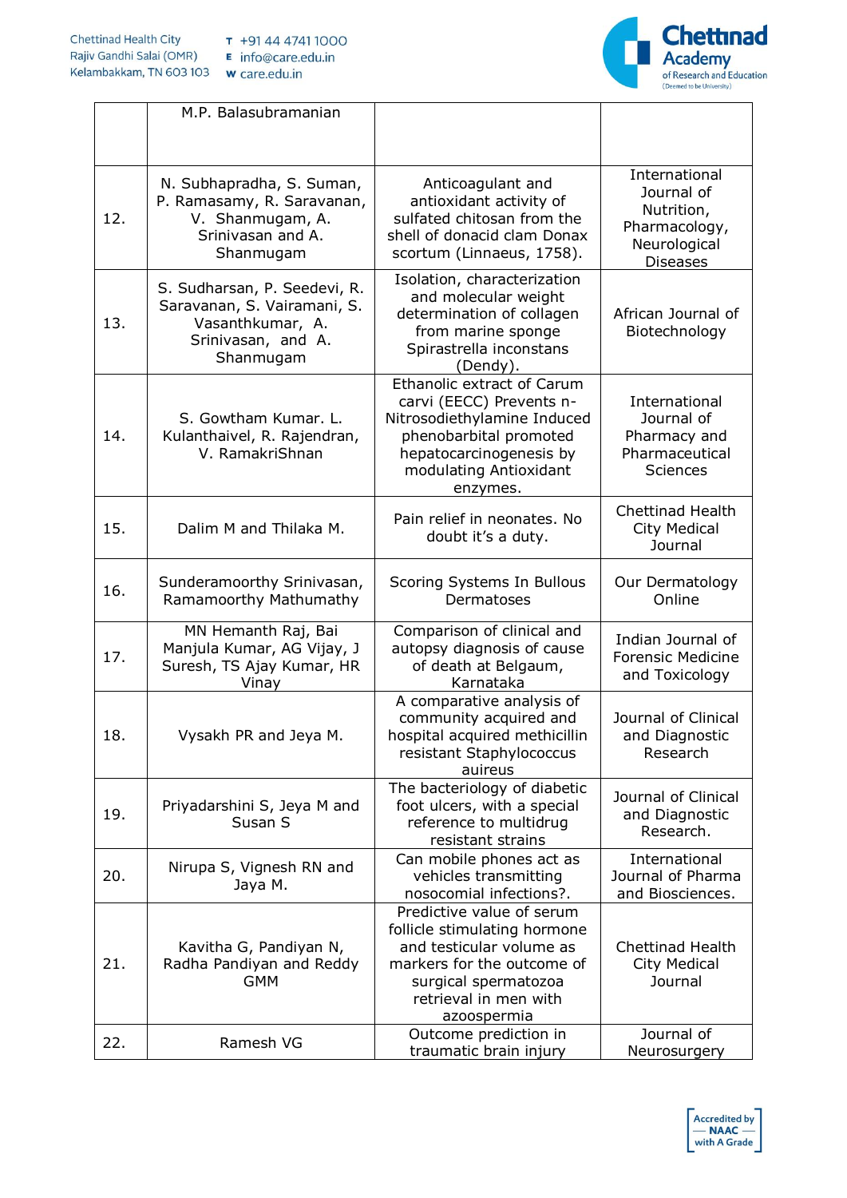| | | | |
|---|---|---|---|
| | M.P. Balasubramanian | | |
| 12. | N. Subhapradha, S. Suman, P. Ramasamy, R. Saravanan, V. Shanmugam, A. Srinivasan and A. Shanmugam | Anticoagulant and antioxidant activity of sulfated chitosan from the shell of donacid clam Donax scortum (Linnaeus, 1758). | International Journal of Nutrition, Pharmacology, Neurological Diseases |
| 13. | S. Sudharsan, P. Seedevi, R. Saravanan, S. Vairamani, S. Vasanthkumar, A. Srinivasan, and A. Shanmugam | Isolation, characterization and molecular weight determination of collagen from marine sponge Spirastrella inconstans (Dendy). | African Journal of Biotechnology |
| 14. | S. Gowtham Kumar. L. Kulanthaivel, R. Rajendran, V. RamakriShnan | Ethanolic extract of Carum carvi (EECC) Prevents n-Nitrosodiethylamine Induced phenobarbital promoted hepatocarcinogenesis by modulating Antioxidant enzymes. | International Journal of Pharmacy and Pharmaceutical Sciences |
| 15. | Dalim M and Thilaka M. | Pain relief in neonates. No doubt it's a duty. | Chettinad Health City Medical Journal |
| 16. | Sunderamoorthy Srinivasan, Ramamoorthy Mathumathy | Scoring Systems In Bullous Dermatoses | Our Dermatology Online |
| 17. | MN Hemanth Raj, Bai Manjula Kumar, AG Vijay, J Suresh, TS Ajay Kumar, HR Vinay | Comparison of clinical and autopsy diagnosis of cause of death at Belgaum, Karnataka | Indian Journal of Forensic Medicine and Toxicology |
| 18. | Vysakh PR and Jeya M. | A comparative analysis of community acquired and hospital acquired methicillin resistant Staphylococcus auireus | Journal of Clinical and Diagnostic Research |
| 19. | Priyadarshini S, Jeya M and Susan S | The bacteriology of diabetic foot ulcers, with a special reference to multidrug resistant strains | Journal of Clinical and Diagnostic Research. |
| 20. | Nirupa S, Vignesh RN and Jaya M. | Can mobile phones act as vehicles transmitting nosocomial infections?. | International Journal of Pharma and Biosciences. |
| 21. | Kavitha G, Pandiyan N, Radha Pandiyan and Reddy GMM | Predictive value of serum follicle stimulating hormone and testicular volume as markers for the outcome of surgical spermatozoa retrieval in men with azoospermia | Chettinad Health City Medical Journal |
| 22. | Ramesh VG | Outcome prediction in traumatic brain injury | Journal of Neurosurgery |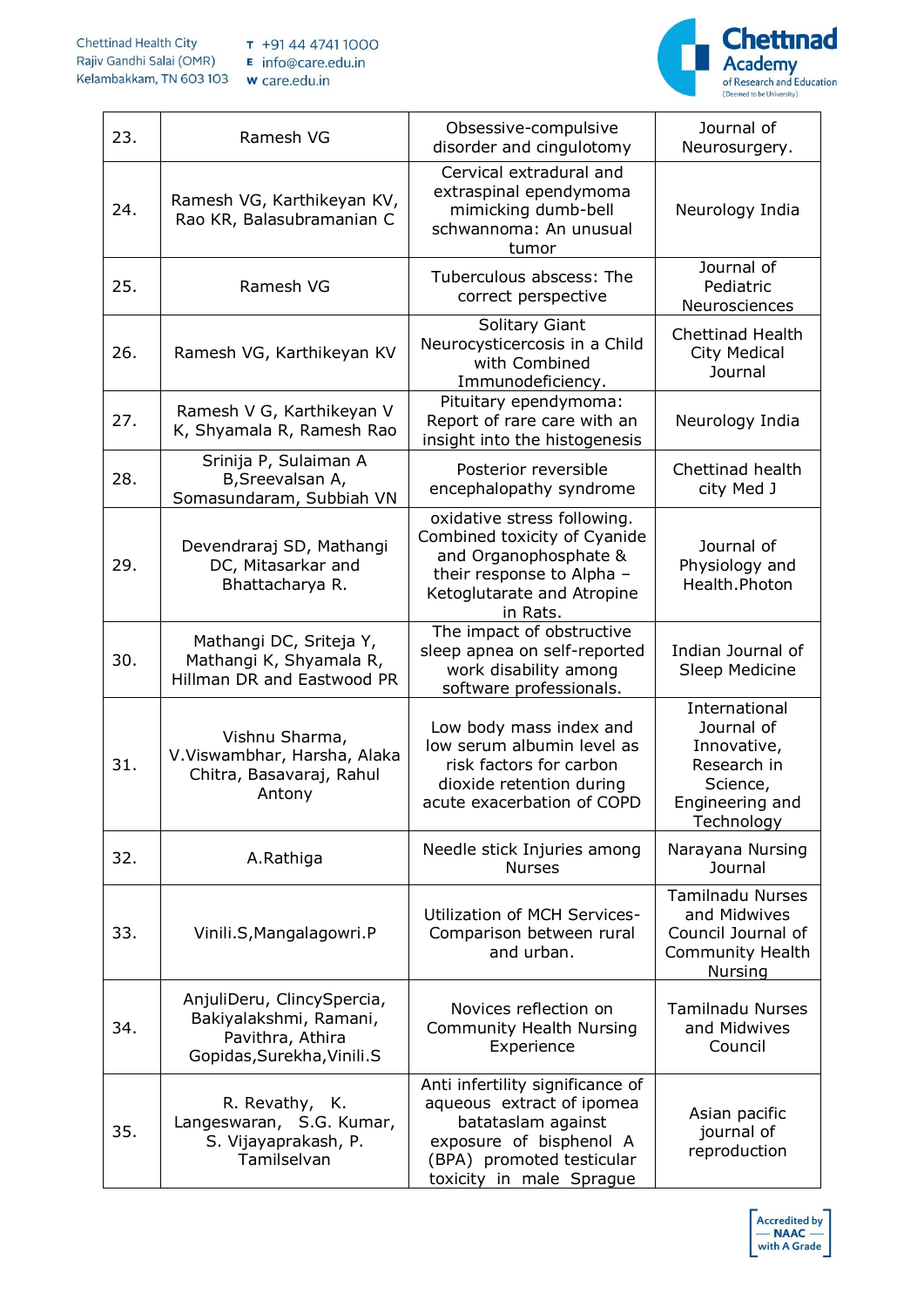| 23. | Ramesh VG | Obsessive-compulsive disorder and cingulotomy | Journal of Neurosurgery. |
|---|---|---|---|
| 24. | Ramesh VG, Karthikeyan KV, Rao KR, Balasubramanian C | Cervical extradural and extraspinal ependymoma mimicking dumb-bell schwannoma: An unusual tumor | Neurology India |
| 25. | Ramesh VG | Tuberculous abscess: The correct perspective | Journal of Pediatric Neurosciences |
| 26. | Ramesh VG, Karthikeyan KV | Solitary Giant Neurocysticercosis in a Child with Combined Immunodeficiency. | Chettinad Health City Medical Journal |
| 27. | Ramesh V G, Karthikeyan V K, Shyamala R, Ramesh Rao | Pituitary ependymoma: Report of rare care with an insight into the histogenesis | Neurology India |
| 28. | Srinija P, Sulaiman A B,Sreevalsan A, Somasundaram, Subbiah VN | Posterior reversible encephalopathy syndrome | Chettinad health city Med J |
| 29. | Devendraraj SD, Mathangi DC, Mitasarkar and Bhattacharya R. | oxidative stress following. Combined toxicity of Cyanide and Organophosphate & their response to Alpha – Ketoglutarate and Atropine in Rats. | Journal of Physiology and Health.Photon |
| 30. | Mathangi DC, Sriteja Y, Mathangi K, Shyamala R, Hillman DR and Eastwood PR | The impact of obstructive sleep apnea on self-reported work disability among software professionals. | Indian Journal of Sleep Medicine |
| 31. | Vishnu Sharma, V.Viswambhar, Harsha, Alaka Chitra, Basavaraj, Rahul Antony | Low body mass index and low serum albumin level as risk factors for carbon dioxide retention during acute exacerbation of COPD | International Journal of Innovative, Research in Science, Engineering and Technology |
| 32. | A.Rathiga | Needle stick Injuries among Nurses | Narayana Nursing Journal |
| 33. | Vinili.S,Mangalagowri.P | Utilization of MCH Services-Comparison between rural and urban. | Tamilnadu Nurses and Midwives Council Journal of Community Health Nursing |
| 34. | AnjuliDeru, ClincySpercia, Bakiyalakshmi, Ramani, Pavithra, Athira Gopidas,Surekha,Vinili.S | Novices reflection on Community Health Nursing Experience | Tamilnadu Nurses and Midwives Council |
| 35. | R. Revathy, K. Langeswaran, S.G. Kumar, S. Vijayaprakash, P. Tamilselvan | Anti infertility significance of aqueous extract of ipomea batataslam against exposure of bisphenol A (BPA) promoted testicular toxicity in male Sprague | Asian pacific journal of reproduction |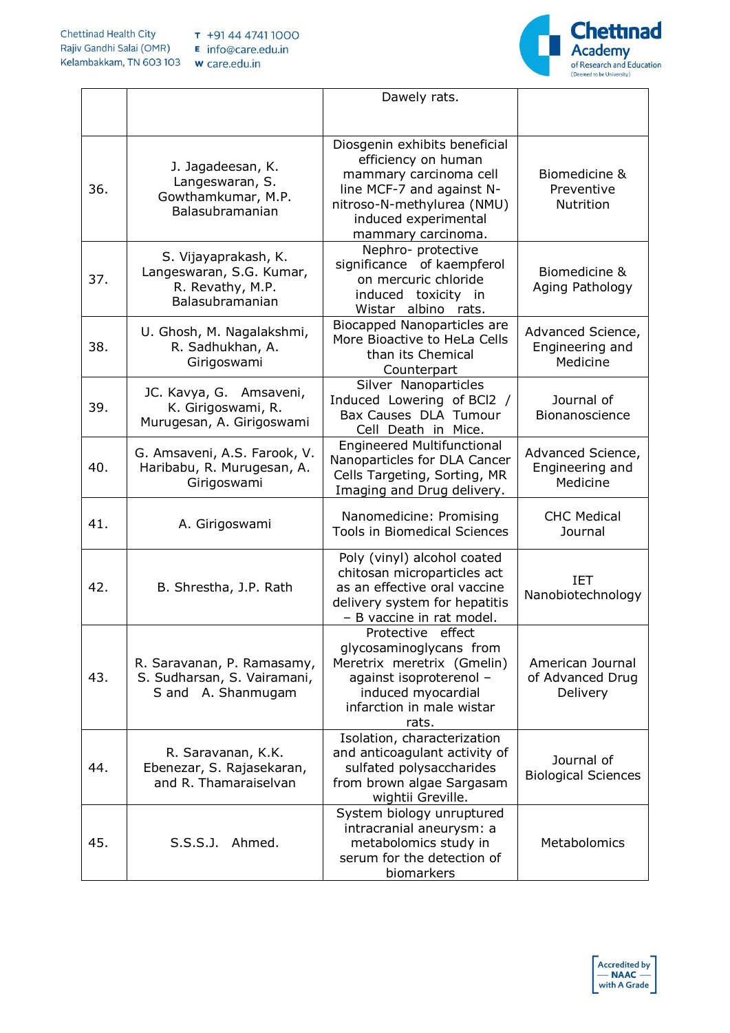|  |  | Dawely rats. |  |
|---|---|---|---|
| 36. | J. Jagadeesan, K. Langeswaran, S. Gowthamkumar, M.P. Balasubramanian | Diosgenin exhibits beneficial efficiency on human mammary carcinoma cell line MCF-7 and against N-nitroso-N-methylurea (NMU) induced experimental mammary carcinoma. | Biomedicine & Preventive Nutrition |
| 37. | S. Vijayaprakash, K. Langeswaran, S.G. Kumar, R. Revathy, M.P. Balasubramanian | Nephro- protective significance of kaempferol on mercuric chloride induced toxicity in Wistar albino rats. | Biomedicine & Aging Pathology |
| 38. | U. Ghosh, M. Nagalakshmi, R. Sadhukhan, A. Girigoswami | Biocapped Nanoparticles are More Bioactive to HeLa Cells than its Chemical Counterpart | Advanced Science, Engineering and Medicine |
| 39. | JC. Kavya, G. Amsaveni, K. Girigoswami, R. Murugesan, A. Girigoswami | Silver Nanoparticles Induced Lowering of BCl2 / Bax Causes DLA Tumour Cell Death in Mice. | Journal of Bionanoscience |
| 40. | G. Amsaveni, A.S. Farook, V. Haribabu, R. Murugesan, A. Girigoswami | Engineered Multifunctional Nanoparticles for DLA Cancer Cells Targeting, Sorting, MR Imaging and Drug delivery. | Advanced Science, Engineering and Medicine |
| 41. | A. Girigoswami | Nanomedicine: Promising Tools in Biomedical Sciences | CHC Medical Journal |
| 42. | B. Shrestha, J.P. Rath | Poly (vinyl) alcohol coated chitosan microparticles act as an effective oral vaccine delivery system for hepatitis – B vaccine in rat model. | IET Nanobiotechnology |
| 43. | R. Saravanan, P. Ramasamy, S. Sudharsan, S. Vairamani, S and A. Shanmugam | Protective effect glycosaminoglycans from Meretrix meretrix (Gmelin) against isoproterenol – induced myocardial infarction in male wistar rats. | American Journal of Advanced Drug Delivery |
| 44. | R. Saravanan, K.K. Ebenezar, S. Rajasekaran, and R. Thamaraiselvan | Isolation, characterization and anticoagulant activity of sulfated polysaccharides from brown algae Sargasam wightii Greville. | Journal of Biological Sciences |
| 45. | S.S.S.J. Ahmed. | System biology unruptured intracranial aneurysm: a metabolomics study in serum for the detection of biomarkers | Metabolomics |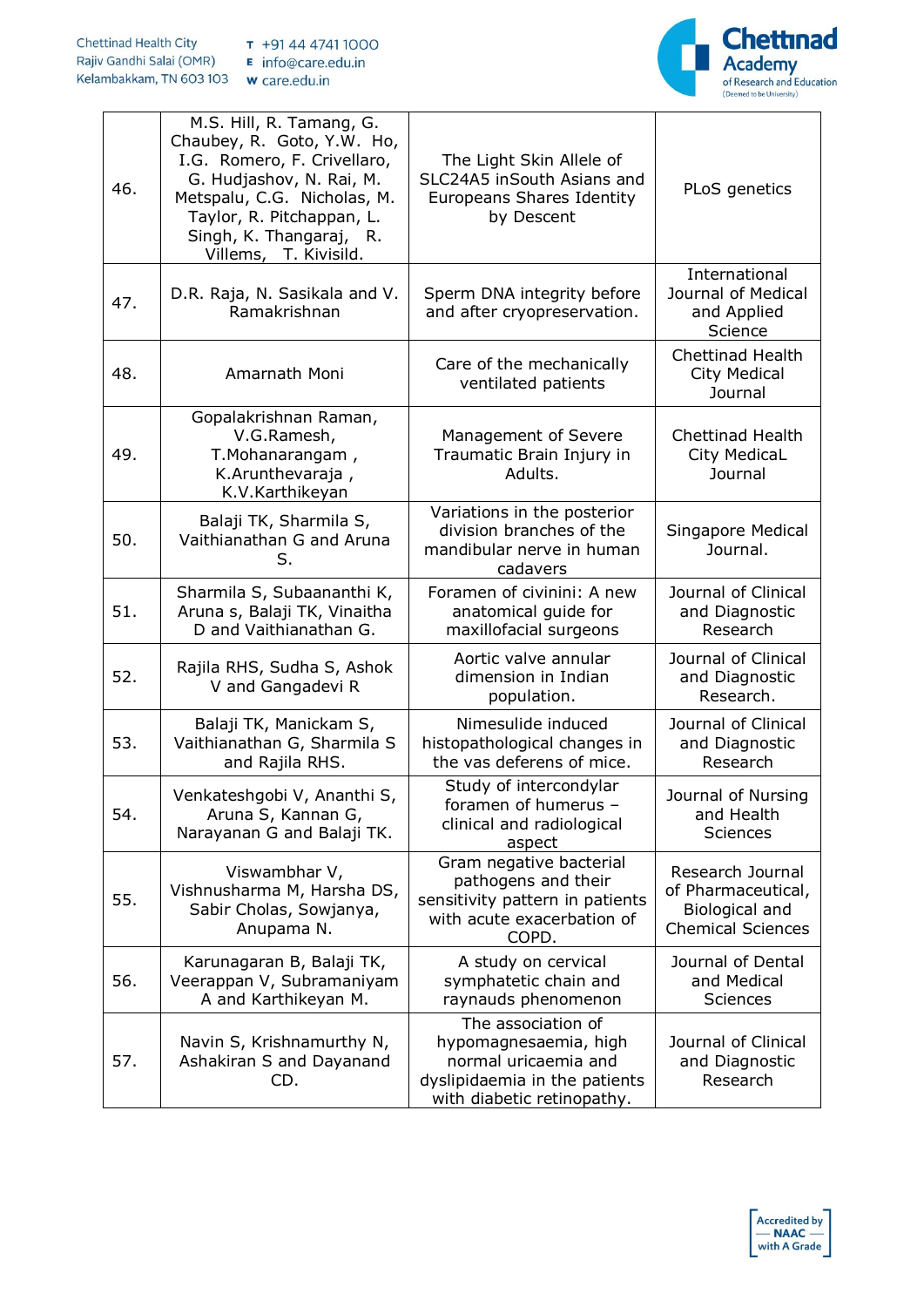| 46. | M.S. Hill, R. Tamang, G. Chaubey, R. Goto, Y.W. Ho, I.G. Romero, F. Crivellaro, G. Hudjashov, N. Rai, M. Metspalu, C.G. Nicholas, M. Taylor, R. Pitchappan, L. Singh, K. Thangaraj, R. Villems, T. Kivisild. | The Light Skin Allele of SLC24A5 inSouth Asians and Europeans Shares Identity by Descent | PLoS genetics |
|---|---|---|---|
| 47. | D.R. Raja, N. Sasikala and V. Ramakrishnan | Sperm DNA integrity before and after cryopreservation. | International Journal of Medical and Applied Science |
| 48. | Amarnath Moni | Care of the mechanically ventilated patients | Chettinad Health City Medical Journal |
| 49. | Gopalakrishnan Raman, V.G.Ramesh, T.Mohanarangam , K.Arunthevaraja , K.V.Karthikeyan | Management of Severe Traumatic Brain Injury in Adults. | Chettinad Health City MedicaL Journal |
| 50. | Balaji TK, Sharmila S, Vaithianathan G and Aruna S. | Variations in the posterior division branches of the mandibular nerve in human cadavers | Singapore Medical Journal. |
| 51. | Sharmila S, Subaananthi K, Aruna s, Balaji TK, Vinaitha D and Vaithianathan G. | Foramen of civinini: A new anatomical guide for maxillofacial surgeons | Journal of Clinical and Diagnostic Research |
| 52. | Rajila RHS, Sudha S, Ashok V and Gangadevi R | Aortic valve annular dimension in Indian population. | Journal of Clinical and Diagnostic Research. |
| 53. | Balaji TK, Manickam S, Vaithianathan G, Sharmila S and Rajila RHS. | Nimesulide induced histopathological changes in the vas deferens of mice. | Journal of Clinical and Diagnostic Research |
| 54. | Venkateshgobi V, Ananthi S, Aruna S, Kannan G, Narayanan G and Balaji TK. | Study of intercondylar foramen of humerus – clinical and radiological aspect | Journal of Nursing and Health Sciences |
| 55. | Viswambhar V, Vishnusharma M, Harsha DS, Sabir Cholas, Sowjanya, Anupama N. | Gram negative bacterial pathogens and their sensitivity pattern in patients with acute exacerbation of COPD. | Research Journal of Pharmaceutical, Biological and Chemical Sciences |
| 56. | Karunagaran B, Balaji TK, Veerappan V, Subramaniyam A and Karthikeyan M. | A study on cervical symphatetic chain and raynauds phenomenon | Journal of Dental and Medical Sciences |
| 57. | Navin S, Krishnamurthy N, Ashakiran S and Dayanand CD. | The association of hypomagnesaemia, high normal uricaemia and dyslipidaemia in the patients with diabetic retinopathy. | Journal of Clinical and Diagnostic Research |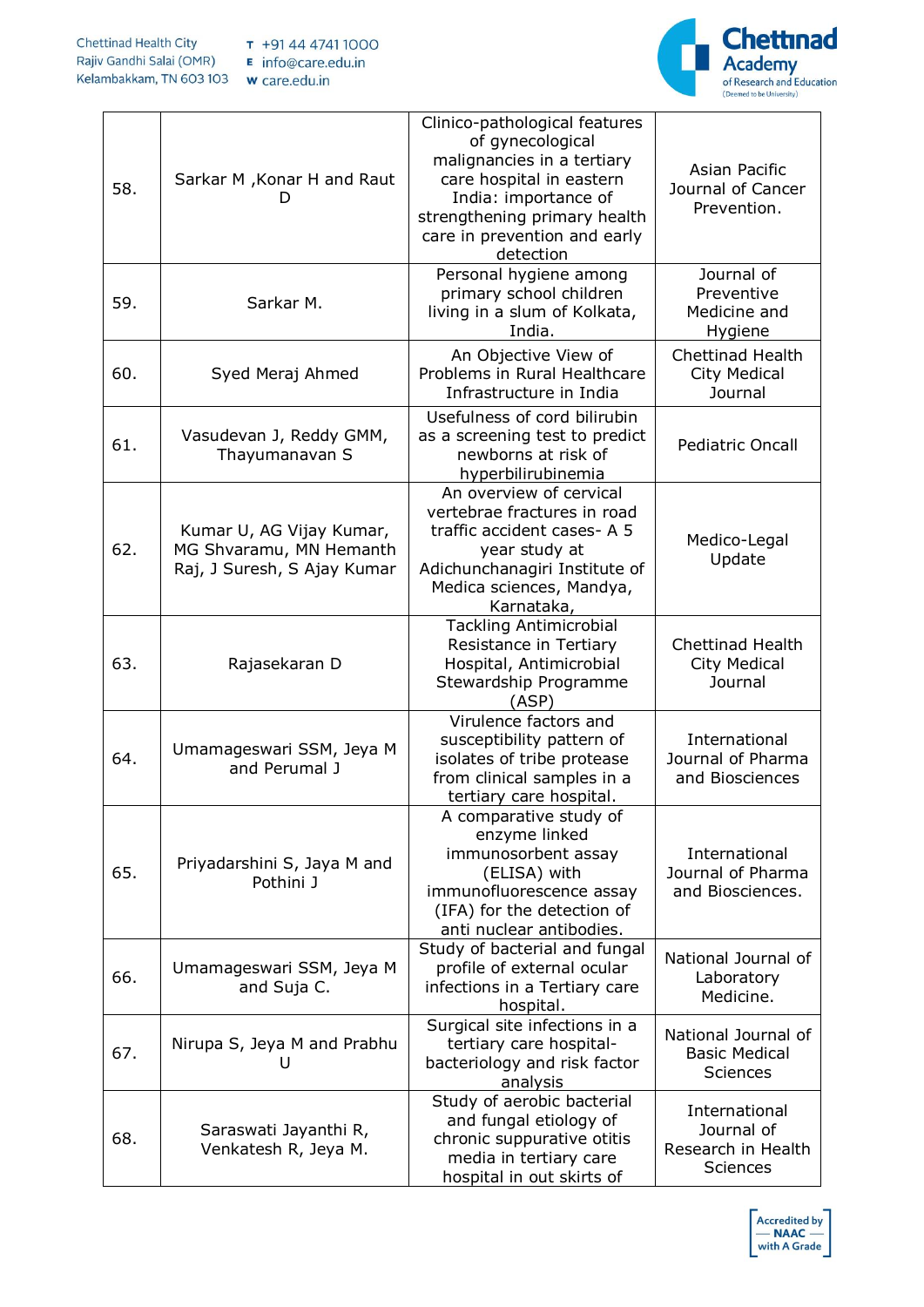| 58. | Sarkar M ,Konar H and Raut D | Clinico-pathological features of gynecological malignancies in a tertiary care hospital in eastern India: importance of strengthening primary health care in prevention and early detection | Asian Pacific Journal of Cancer Prevention. |
|---|---|---|---|
| 59. | Sarkar M. | Personal hygiene among primary school children living in a slum of Kolkata, India. | Journal of Preventive Medicine and Hygiene |
| 60. | Syed Meraj Ahmed | An Objective View of Problems in Rural Healthcare Infrastructure in India | Chettinad Health City Medical Journal |
| 61. | Vasudevan J, Reddy GMM, Thayumanavan S | Usefulness of cord bilirubin as a screening test to predict newborns at risk of hyperbilirubinemia | Pediatric Oncall |
| 62. | Kumar U, AG Vijay Kumar, MG Shvaramu, MN Hemanth Raj, J Suresh, S Ajay Kumar | An overview of cervical vertebrae fractures in road traffic accident cases- A 5 year study at Adichunchanagiri Institute of Medica sciences, Mandya, Karnataka, | Medico-Legal Update |
| 63. | Rajasekaran D | Tackling Antimicrobial Resistance in Tertiary Hospital, Antimicrobial Stewardship Programme (ASP) | Chettinad Health City Medical Journal |
| 64. | Umamageswari SSM, Jeya M and Perumal J | Virulence factors and susceptibility pattern of isolates of tribe protease from clinical samples in a tertiary care hospital. | International Journal of Pharma and Biosciences |
| 65. | Priyadarshini S, Jaya M and Pothini J | A comparative study of enzyme linked immunosorbent assay (ELISA) with immunofluorescence assay (IFA) for the detection of anti nuclear antibodies. | International Journal of Pharma and Biosciences. |
| 66. | Umamageswari SSM, Jeya M and Suja C. | Study of bacterial and fungal profile of external ocular infections in a Tertiary care hospital. | National Journal of Laboratory Medicine. |
| 67. | Nirupa S, Jeya M and Prabhu U | Surgical site infections in a tertiary care hospital-bacteriology and risk factor analysis | National Journal of Basic Medical Sciences |
| 68. | Saraswati Jayanthi R, Venkatesh R, Jeya M. | Study of aerobic bacterial and fungal etiology of chronic suppurative otitis media in tertiary care hospital in out skirts of | International Journal of Research in Health Sciences |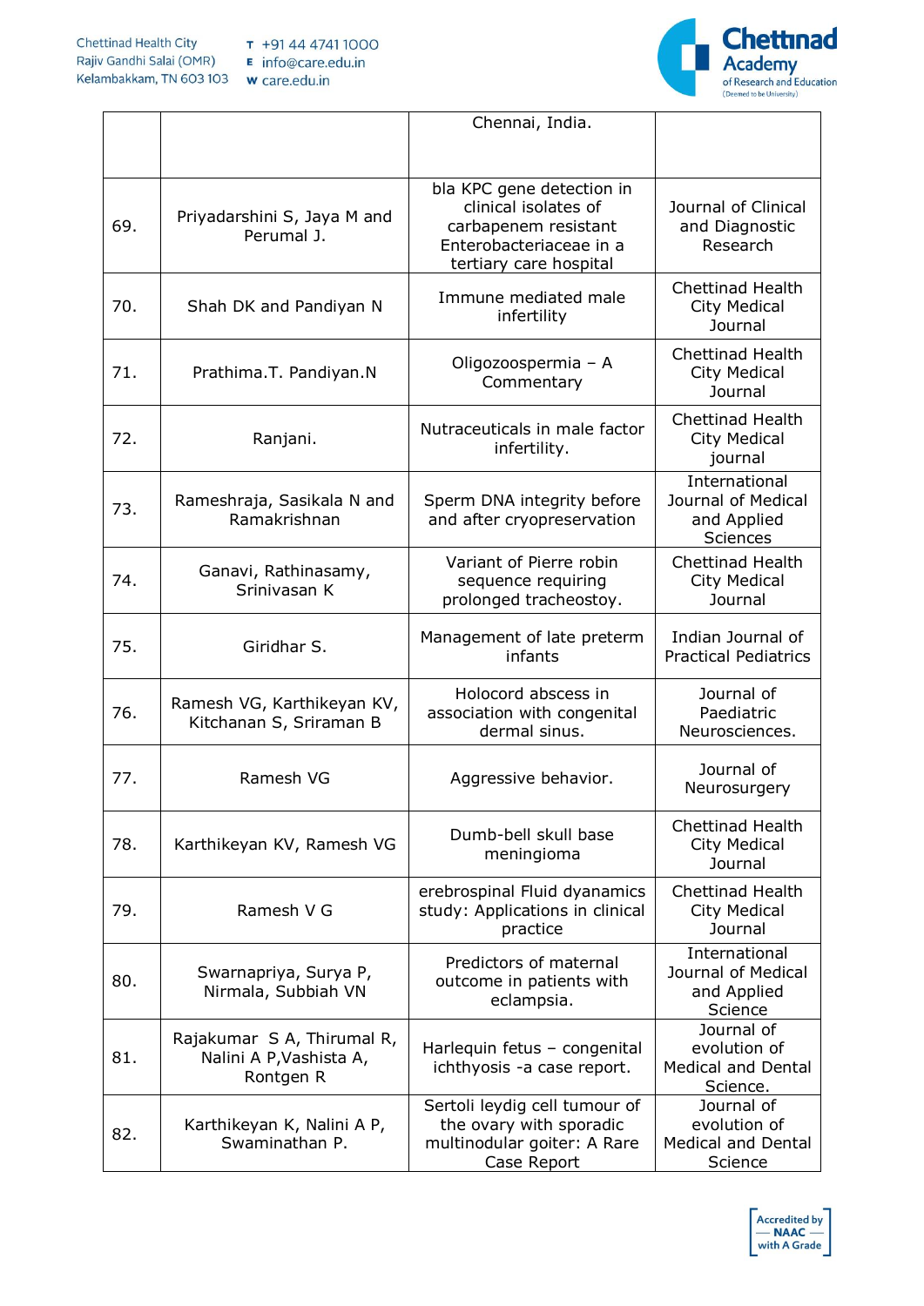| | | Chennai, India. | |
|---|---|---|---|
| 69. | Priyadarshini S, Jaya M and Perumal J. | bla KPC gene detection in clinical isolates of carbapenem resistant Enterobacteriaceae in a tertiary care hospital | Journal of Clinical and Diagnostic Research |
| 70. | Shah DK and Pandiyan N | Immune mediated male infertility | Chettinad Health City Medical Journal |
| 71. | Prathima.T. Pandiyan.N | Oligozoospermia – A Commentary | Chettinad Health City Medical Journal |
| 72. | Ranjani. | Nutraceuticals in male factor infertility. | Chettinad Health City Medical journal |
| 73. | Rameshraja, Sasikala N and Ramakrishnan | Sperm DNA integrity before and after cryopreservation | International Journal of Medical and Applied Sciences |
| 74. | Ganavi, Rathinasamy, Srinivasan K | Variant of Pierre robin sequence requiring prolonged tracheostoy. | Chettinad Health City Medical Journal |
| 75. | Giridhar S. | Management of late preterm infants | Indian Journal of Practical Pediatrics |
| 76. | Ramesh VG, Karthikeyan KV, Kitchanan S, Sriraman B | Holocord abscess in association with congenital dermal sinus. | Journal of Paediatric Neurosciences. |
| 77. | Ramesh VG | Aggressive behavior. | Journal of Neurosurgery |
| 78. | Karthikeyan KV, Ramesh VG | Dumb-bell skull base meningioma | Chettinad Health City Medical Journal |
| 79. | Ramesh V G | erebrospinal Fluid dyanamics study: Applications in clinical practice | Chettinad Health City Medical Journal |
| 80. | Swarnapriya, Surya P, Nirmala, Subbiah VN | Predictors of maternal outcome in patients with eclampsia. | International Journal of Medical and Applied Science |
| 81. | Rajakumar S A, Thirumal R, Nalini A P,Vashista A, Rontgen R | Harlequin fetus – congenital ichthyosis -a case report. | Journal of evolution of Medical and Dental Science. |
| 82. | Karthikeyan K, Nalini A P, Swaminathan P. | Sertoli leydig cell tumour of the ovary with sporadic multinodular goiter: A Rare Case Report | Journal of evolution of Medical and Dental Science |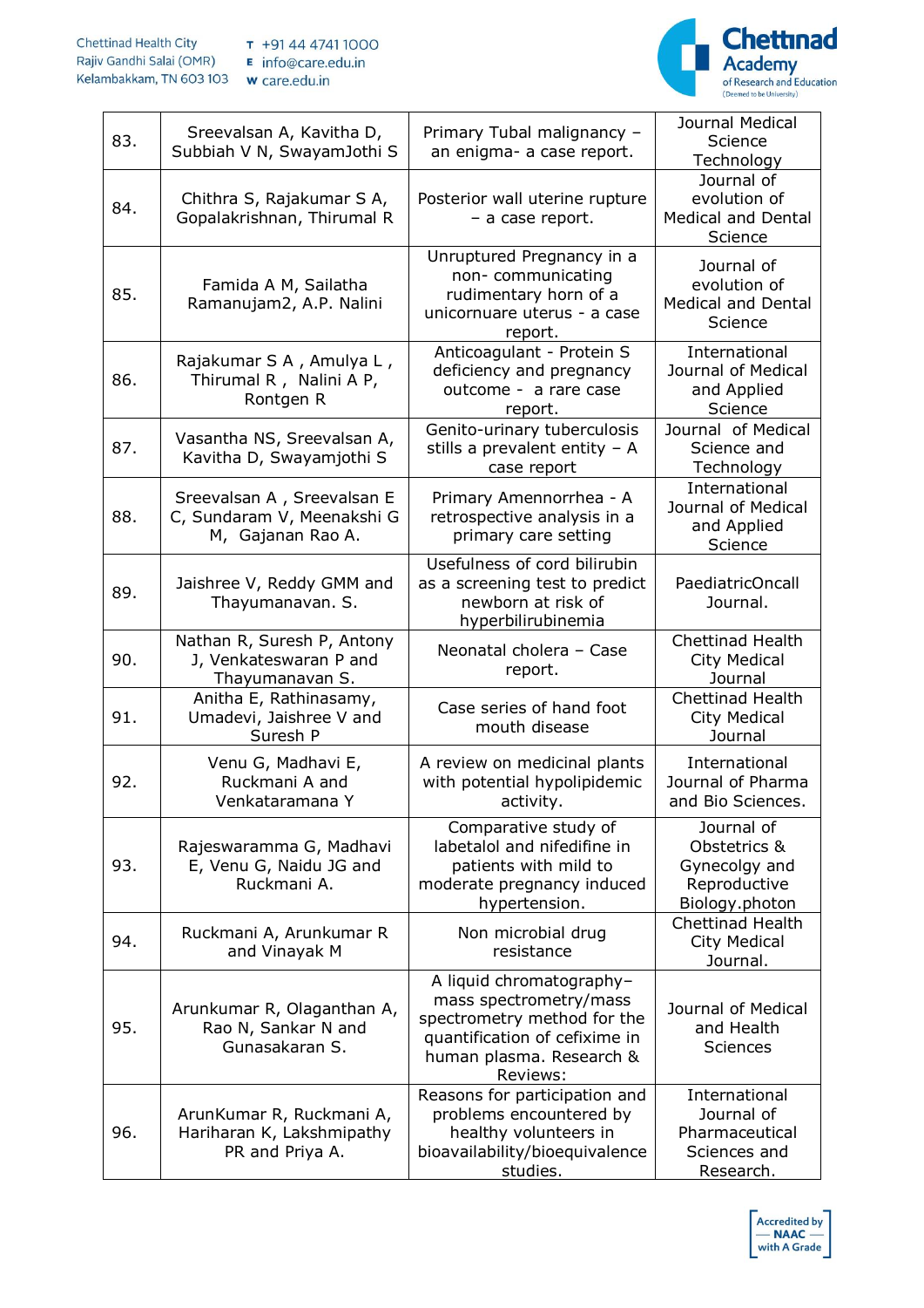| 83. | Sreevalsan A, Kavitha D, Subbiah V N, SwayamJothi S | Primary Tubal malignancy – an enigma- a case report. | Journal Medical Science Technology |
|---|---|---|---|
| 84. | Chithra S, Rajakumar S A, Gopalakrishnan, Thirumal R | Posterior wall uterine rupture – a case report. | Journal of evolution of Medical and Dental Science |
| 85. | Famida A M, Sailatha Ramanujam2, A.P. Nalini | Unruptured Pregnancy in a non- communicating rudimentary horn of a unicornuare uterus - a case report. | Journal of evolution of Medical and Dental Science |
| 86. | Rajakumar S A , Amulya L , Thirumal R , Nalini A P, Rontgen R | Anticoagulant - Protein S deficiency and pregnancy outcome - a rare case report. | International Journal of Medical and Applied Science |
| 87. | Vasantha NS, Sreevalsan A, Kavitha D, Swayamjothi S | Genito-urinary tuberculosis stills a prevalent entity – A case report | Journal of Medical Science and Technology |
| 88. | Sreevalsan A , Sreevalsan E C, Sundaram V, Meenakshi G M, Gajanan Rao A. | Primary Amenorrhea - A retrospective analysis in a primary care setting | International Journal of Medical and Applied Science |
| 89. | Jaishree V, Reddy GMM and Thayumanavan. S. | Usefulness of cord bilirubin as a screening test to predict newborn at risk of hyperbilirubinemia | PaediatricOncall Journal. |
| 90. | Nathan R, Suresh P, Antony J, Venkateswaran P and Thayumanavan S. | Neonatal cholera – Case report. | Chettinad Health City Medical Journal |
| 91. | Anitha E, Rathinasamy, Umadevi, Jaishree V and Suresh P | Case series of hand foot mouth disease | Chettinad Health City Medical Journal |
| 92. | Venu G, Madhavi E, Ruckmani A and Venkataramana Y | A review on medicinal plants with potential hypolipidemic activity. | International Journal of Pharma and Bio Sciences. |
| 93. | Rajeswaramma G, Madhavi E, Venu G, Naidu JG and Ruckmani A. | Comparative study of labetalol and nifedifine in patients with mild to moderate pregnancy induced hypertension. | Journal of Obstetrics & Gynecolgy and Reproductive Biology.photon |
| 94. | Ruckmani A, Arunkumar R and Vinayak M | Non microbial drug resistance | Chettinad Health City Medical Journal. |
| 95. | Arunkumar R, Olaganthan A, Rao N, Sankar N and Gunasakaran S. | A liquid chromatography–mass spectrometry/mass spectrometry method for the quantification of cefixime in human plasma. Research & Reviews: | Journal of Medical and Health Sciences |
| 96. | ArunKumar R, Ruckmani A, Hariharan K, Lakshmipathy PR and Priya A. | Reasons for participation and problems encountered by healthy volunteers in bioavailability/bioequivalence studies. | International Journal of Pharmaceutical Sciences and Research. |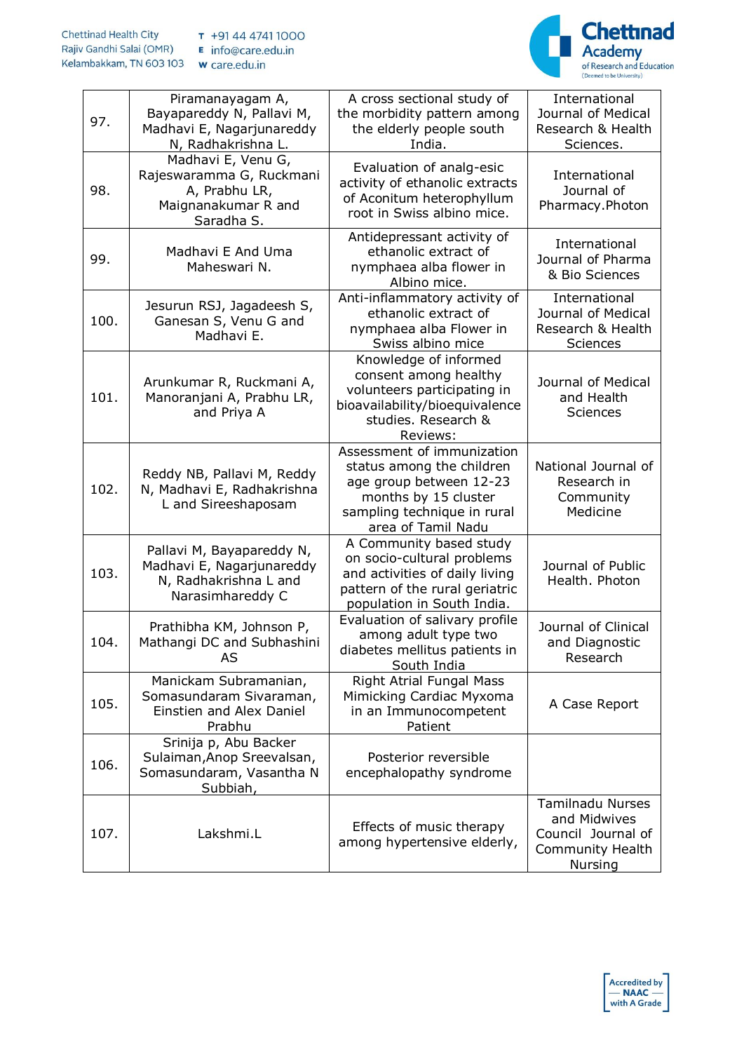| | | | |
|---|---|---|---|
| 97. | Piramanayagam A, Bayapareddy N, Pallavi M, Madhavi E, Nagarjunareddy N, Radhakrishna L. | A cross sectional study of the morbidity pattern among the elderly people south India. | International Journal of Medical Research & Health Sciences. |
| 98. | Madhavi E, Venu G, Rajeswaramma G, Ruckmani A, Prabhu LR, Maignanakumar R and Saradha S. | Evaluation of analg-esic activity of ethanolic extracts of Aconitum heterophyllum root in Swiss albino mice. | International Journal of Pharmacy.Photon |
| 99. | Madhavi E And Uma Maheswari N. | Antidepressant activity of ethanolic extract of nymphaea alba flower in Albino mice. | International Journal of Pharma & Bio Sciences |
| 100. | Jesurun RSJ, Jagadeesh S, Ganesan S, Venu G and Madhavi E. | Anti-inflammatory activity of ethanolic extract of nymphaea alba Flower in Swiss albino mice | International Journal of Medical Research & Health Sciences |
| 101. | Arunkumar R, Ruckmani A, Manoranjani A, Prabhu LR, and Priya A | Knowledge of informed consent among healthy volunteers participating in bioavailability/bioequivalence studies. Research & Reviews: | Journal of Medical and Health Sciences |
| 102. | Reddy NB, Pallavi M, Reddy N, Madhavi E, Radhakrishna L and Sireeshaposam | Assessment of immunization status among the children age group between 12-23 months by 15 cluster sampling technique in rural area of Tamil Nadu | National Journal of Research in Community Medicine |
| 103. | Pallavi M, Bayapareddy N, Madhavi E, Nagarjunareddy N, Radhakrishna L and Narasimhareddy C | A Community based study on socio-cultural problems and activities of daily living pattern of the rural geriatric population in South India. | Journal of Public Health. Photon |
| 104. | Prathibha KM, Johnson P, Mathangi DC and Subhashini AS | Evaluation of salivary profile among adult type two diabetes mellitus patients in South India | Journal of Clinical and Diagnostic Research |
| 105. | Manickam Subramanian, Somasundaram Sivaraman, Einstien and Alex Daniel Prabhu | Right Atrial Fungal Mass Mimicking Cardiac Myxoma in an Immunocompetent Patient | A Case Report |
| 106. | Srinija p, Abu Backer Sulaiman,Anop Sreevalsan, Somasundaram, Vasantha N Subbiah, | Posterior reversible encephalopathy syndrome | |
| 107. | Lakshmi.L | Effects of music therapy among hypertensive elderly, | Tamilnadu Nurses and Midwives Council Journal of Community Health Nursing |